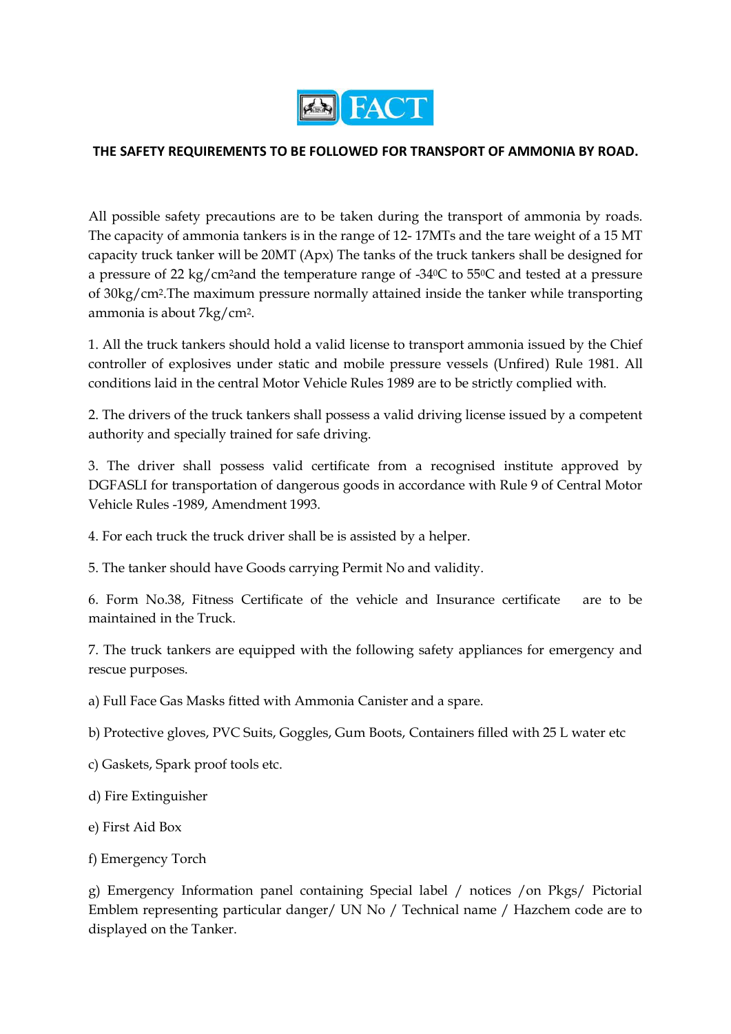FACT

**THE SAFETY REQUIREMENTS TO BE FOLLOWED FOR TRANSPORT OF AMMONIA BY ROAD.**

All possible safety precautions are to be taken during the transport of ammonia by roads. The capacity of ammonia tankers is in the range of 12- 17MTs and the tare weight of a 15 MT capacity truck tanker will be 20MT (Apx) The tanks of the truck tankers shall be designed for a pressure of 22 kg/cm$^2$and the temperature range of -34$^0$C to 55$^0$C and tested at a pressure of 30kg/cm$^2$.The maximum pressure normally attained inside the tanker while transporting ammonia is about 7kg/cm$^2$.

1. All the truck tankers should hold a valid license to transport ammonia issued by the Chief controller of explosives under static and mobile pressure vessels (Unfired) Rule 1981. All conditions laid in the central Motor Vehicle Rules 1989 are to be strictly complied with.

2. The drivers of the truck tankers shall possess a valid driving license issued by a competent authority and specially trained for safe driving.

3. The driver shall possess valid certificate from a recognised institute approved by DGFASLI for transportation of dangerous goods in accordance with Rule 9 of Central Motor Vehicle Rules -1989, Amendment 1993.

4. For each truck the truck driver shall be is assisted by a helper.

5. The tanker should have Goods carrying Permit No and validity.

6. Form No.38, Fitness Certificate of the vehicle and Insurance certificate are to be maintained in the Truck.

7. The truck tankers are equipped with the following safety appliances for emergency and rescue purposes.

a) Full Face Gas Masks fitted with Ammonia Canister and a spare.

b) Protective gloves, PVC Suits, Goggles, Gum Boots, Containers filled with 25 L water etc

c) Gaskets, Spark proof tools etc.

d) Fire Extinguisher

e) First Aid Box

f) Emergency Torch

g) Emergency Information panel containing Special label / notices /on Pkgs/ Pictorial Emblem representing particular danger/ UN No / Technical name / Hazchem code are to displayed on the Tanker.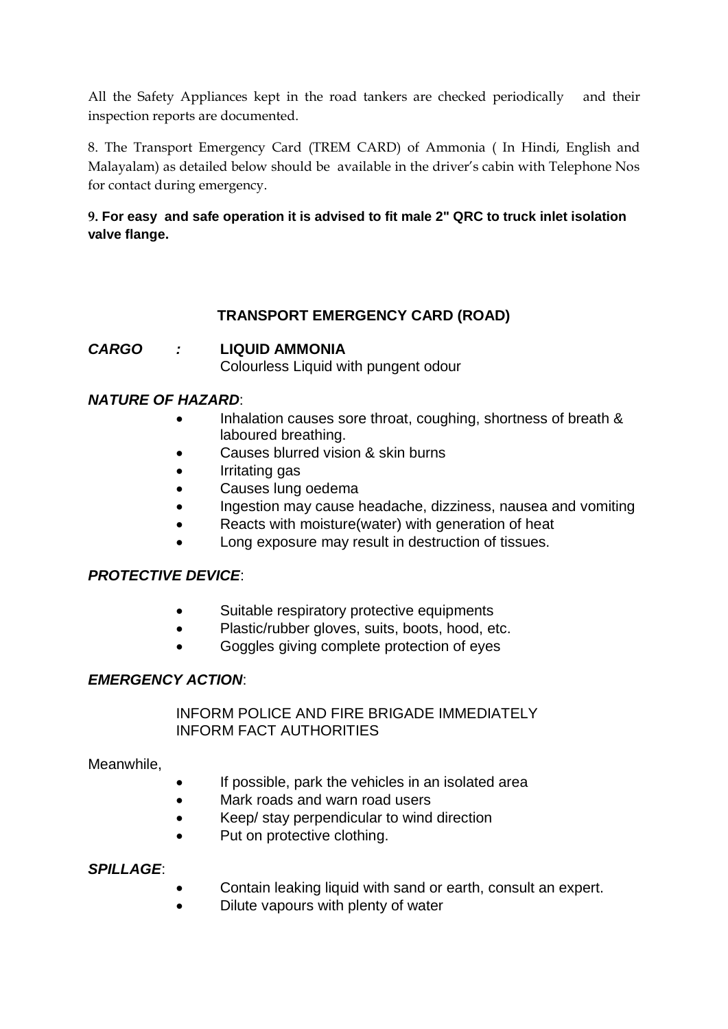All the Safety Appliances kept in the road tankers are checked periodically and their inspection reports are documented.

8. The Transport Emergency Card (TREM CARD) of Ammonia ( In Hindi, English and Malayalam) as detailed below should be available in the driver's cabin with Telephone Nos for contact during emergency.

**9. For easy and safe operation it is advised to fit male 2" QRC to truck inlet isolation valve flange.**

## TRANSPORT EMERGENCY CARD (ROAD)

***CARGO*** ***:*** **LIQUID AMMONIA**
Colourless Liquid with pungent odour

***NATURE OF HAZARD***:

- Inhalation causes sore throat, coughing, shortness of breath & laboured breathing.
- Causes blurred vision & skin burns
- Irritating gas
- Causes lung oedema
- Ingestion may cause headache, dizziness, nausea and vomiting
- Reacts with moisture(water) with generation of heat
- Long exposure may result in destruction of tissues.

***PROTECTIVE DEVICE***:

- Suitable respiratory protective equipments
- Plastic/rubber gloves, suits, boots, hood, etc.
- Goggles giving complete protection of eyes

***EMERGENCY ACTION***:

INFORM POLICE AND FIRE BRIGADE IMMEDIATELY
INFORM FACT AUTHORITIES

Meanwhile,

- If possible, park the vehicles in an isolated area
- Mark roads and warn road users
- Keep/ stay perpendicular to wind direction
- Put on protective clothing.

***SPILLAGE***:

- Contain leaking liquid with sand or earth, consult an expert.
- Dilute vapours with plenty of water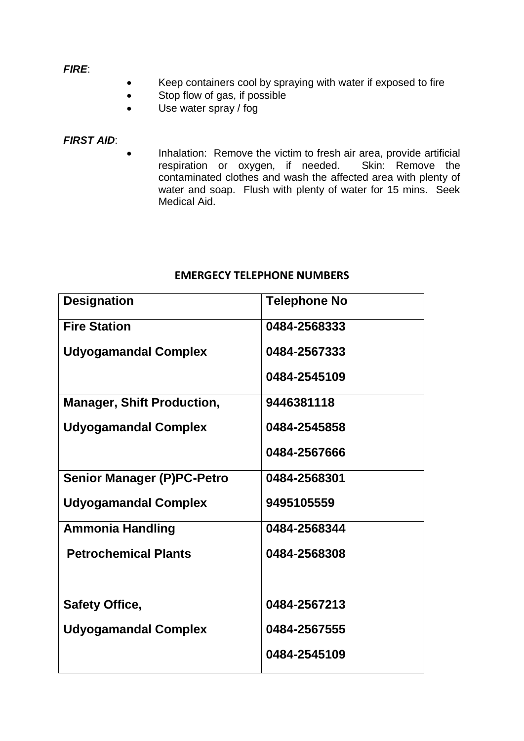***FIRE***:

- Keep containers cool by spraying with water if exposed to fire
- Stop flow of gas, if possible
- Use water spray / fog

***FIRST AID***:

- Inhalation: Remove the victim to fresh air area, provide artificial respiration or oxygen, if needed. Skin: Remove the contaminated clothes and wash the affected area with plenty of water and soap. Flush with plenty of water for 15 mins. Seek Medical Aid.

**EMERGECY TELEPHONE NUMBERS**

| **Designation** | **Telephone No** |
|---|---|
| **Fire Station**<br><br>**Udyogamandal Complex** | **0484-2568333**<br><br>**0484-2567333**<br><br>**0484-2545109** |
| **Manager, Shift Production,**<br><br>**Udyogamandal Complex** | **9446381118**<br><br>**0484-2545858**<br><br>**0484-2567666** |
| **Senior Manager (P)PC-Petro**<br><br>**Udyogamandal Complex** | **0484-2568301**<br><br>**9495105559** |
| **Ammonia Handling**<br><br>**Petrochemical Plants** | **0484-2568344**<br><br>**0484-2568308** |
| **Safety Office,**<br><br>**Udyogamandal Complex** | **0484-2567213**<br><br>**0484-2567555**<br><br>**0484-2545109** |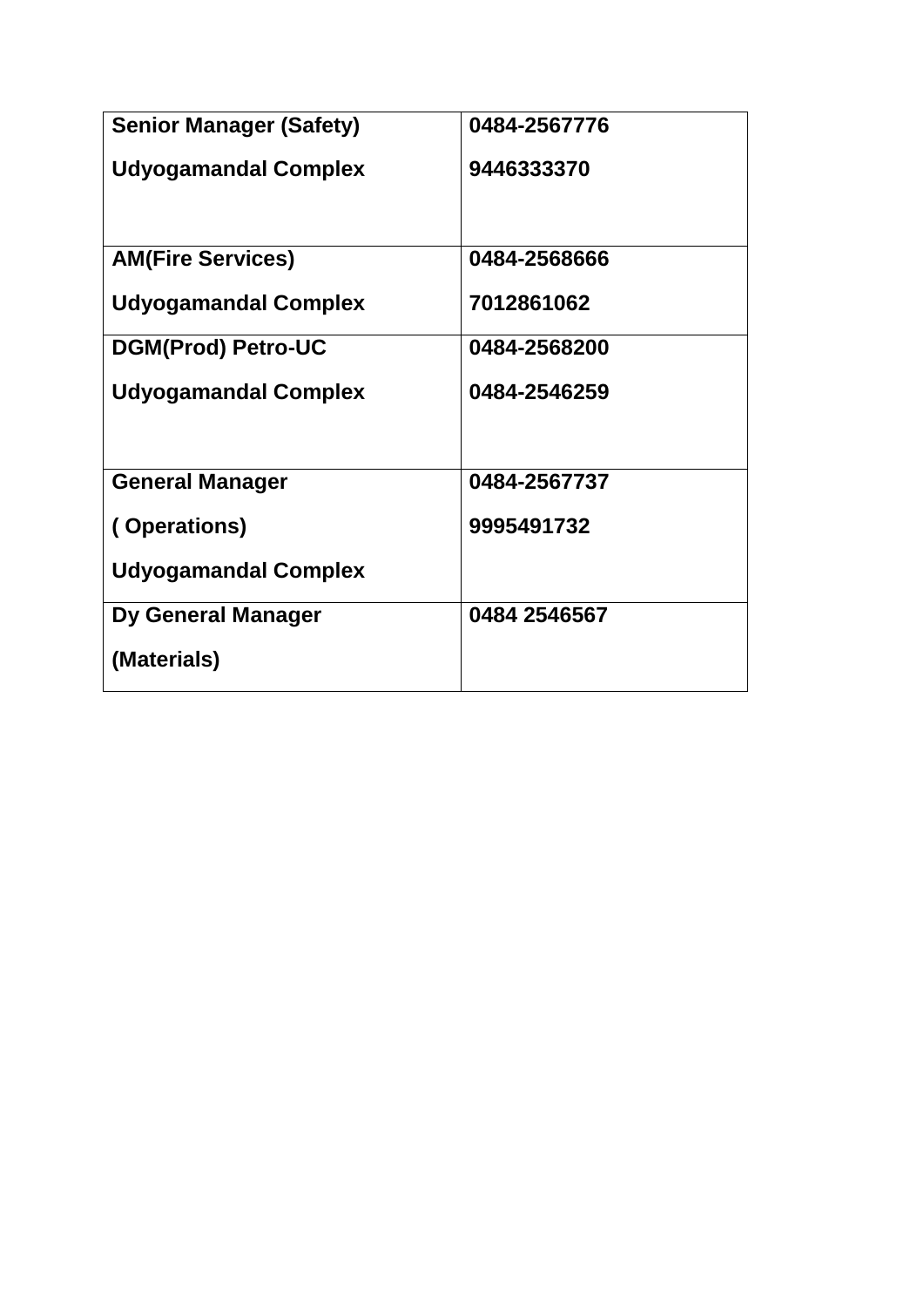| | |
|---|---|
| **Senior Manager (Safety)**<br><br>**Udyogamandal Complex** | **0484-2567776**<br><br>**9446333370** |
| **AM(Fire Services)**<br><br>**Udyogamandal Complex** | **0484-2568666**<br><br>**7012861062** |
| **DGM(Prod) Petro-UC**<br><br>**Udyogamandal Complex** | **0484-2568200**<br><br>**0484-2546259** |
| **General Manager**<br><br>**( Operations)**<br><br>**Udyogamandal Complex** | **0484-2567737**<br><br>**9995491732** |
| **Dy General Manager**<br><br>**(Materials)** | **0484 2546567** |